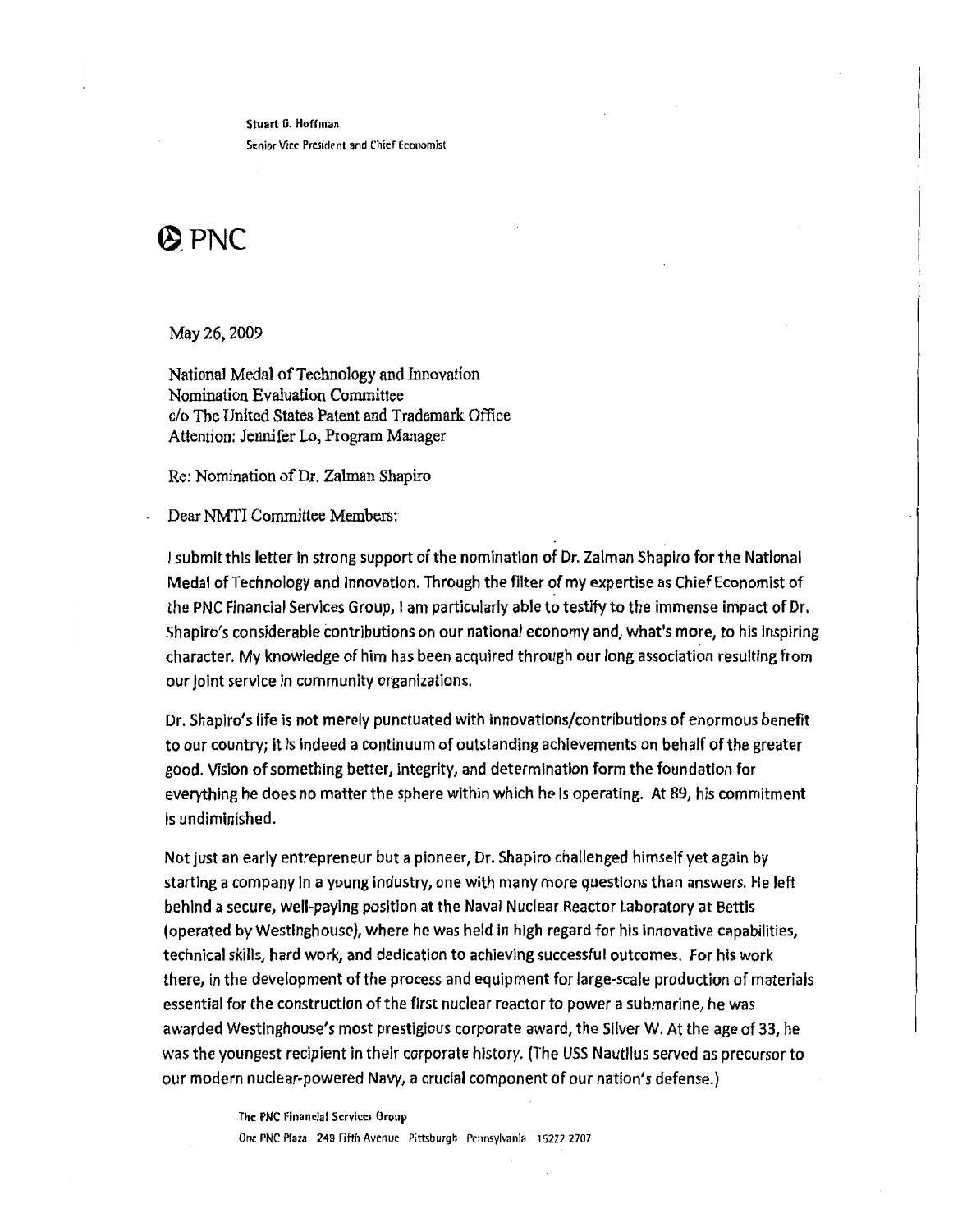Stuart G. Hoffman
Senior Vice President and Chief Economist

PNC

May 26, 2009

National Medal of Technology and Innovation
Nomination Evaluation Committee
c/o The United States Patent and Trademark Office
Attention: Jennifer Lo, Program Manager

Re: Nomination of Dr. Zalman Shapiro

Dear NMTI Committee Members:

I submit this letter in strong support of the nomination of Dr. Zalman Shapiro for the National Medal of Technology and Innovation. Through the filter of my expertise as Chief Economist of the PNC Financial Services Group, I am particularly able to testify to the immense impact of Dr. Shapiro's considerable contributions on our national economy and, what's more, to his inspiring character. My knowledge of him has been acquired through our long association resulting from our joint service in community organizations.

Dr. Shapiro's life is not merely punctuated with innovations/contributions of enormous benefit to our country; it is indeed a continuum of outstanding achievements on behalf of the greater good. Vision of something better, integrity, and determination form the foundation for everything he does no matter the sphere within which he is operating. At 89, his commitment is undiminished.

Not just an early entrepreneur but a pioneer, Dr. Shapiro challenged himself yet again by starting a company in a young industry, one with many more questions than answers. He left behind a secure, well-paying position at the Naval Nuclear Reactor Laboratory at Bettis (operated by Westinghouse), where he was held in high regard for his innovative capabilities, technical skills, hard work, and dedication to achieving successful outcomes. For his work there, in the development of the process and equipment for large-scale production of materials essential for the construction of the first nuclear reactor to power a submarine, he was awarded Westinghouse's most prestigious corporate award, the Silver W. At the age of 33, he was the youngest recipient in their corporate history. (The USS Nautilus served as precursor to our modern nuclear-powered Navy, a crucial component of our nation's defense.)

The PNC Financial Services Group
One PNC Plaza 249 Fifth Avenue Pittsburgh Pennsylvania 15222 2707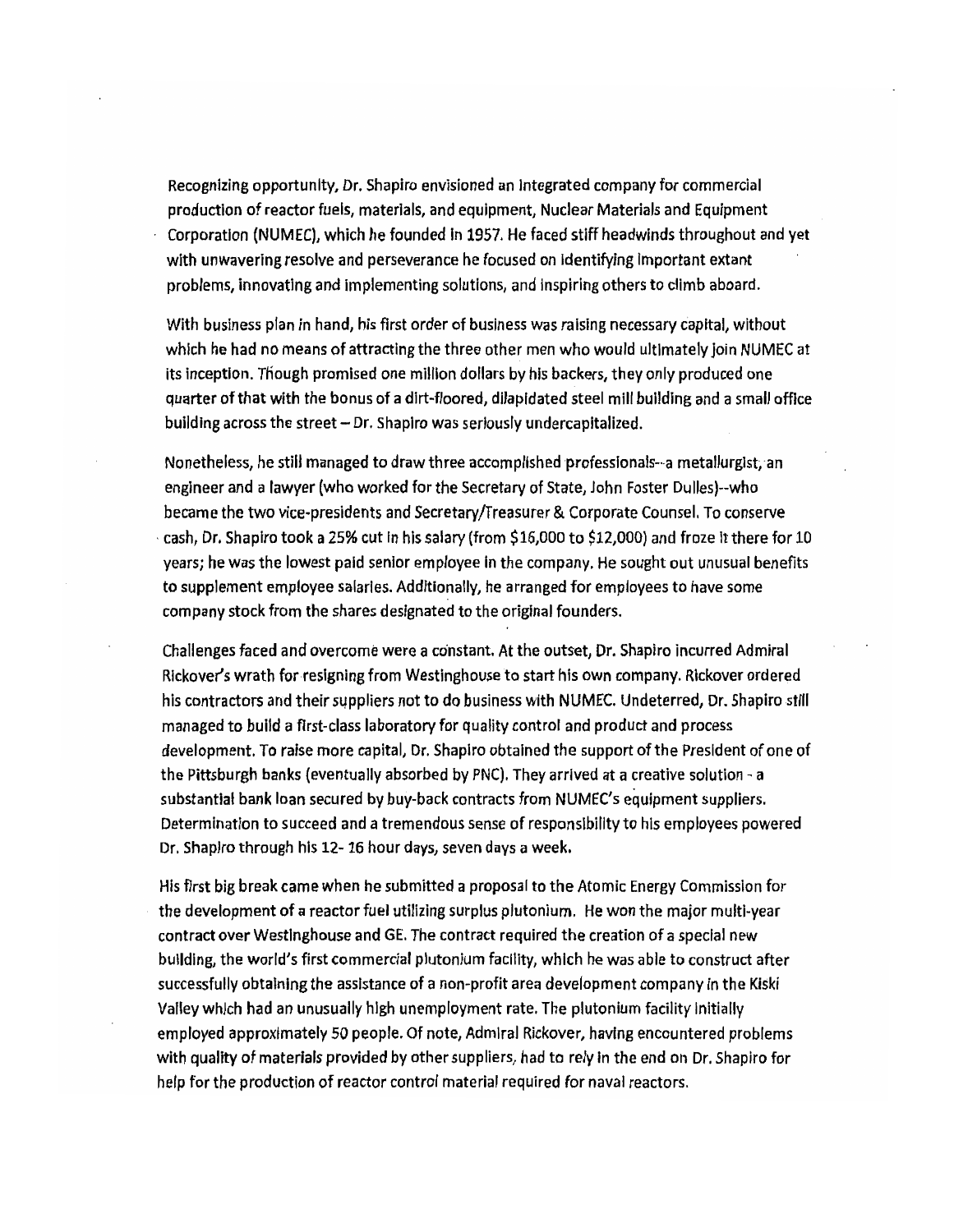Recognizing opportunity, Dr. Shapiro envisioned an integrated company for commercial production of reactor fuels, materials, and equipment, Nuclear Materials and Equipment Corporation (NUMEC), which he founded in 1957. He faced stiff headwinds throughout and yet with unwavering resolve and perseverance he focused on identifying important extant problems, innovating and implementing solutions, and inspiring others to climb aboard.

With business plan in hand, his first order of business was raising necessary capital, without which he had no means of attracting the three other men who would ultimately join NUMEC at its inception. Though promised one million dollars by his backers, they only produced one quarter of that with the bonus of a dirt-floored, dilapidated steel mill building and a small office building across the street – Dr. Shapiro was seriously undercapitalized.

Nonetheless, he still managed to draw three accomplished professionals--a metallurgist, an engineer and a lawyer (who worked for the Secretary of State, John Foster Dulles)--who became the two vice-presidents and Secretary/Treasurer & Corporate Counsel. To conserve cash, Dr. Shapiro took a 25% cut in his salary (from $16,000 to $12,000) and froze it there for 10 years; he was the lowest paid senior employee in the company. He sought out unusual benefits to supplement employee salaries. Additionally, he arranged for employees to have some company stock from the shares designated to the original founders.

Challenges faced and overcome were a constant. At the outset, Dr. Shapiro incurred Admiral Rickover's wrath for resigning from Westinghouse to start his own company. Rickover ordered his contractors and their suppliers not to do business with NUMEC. Undeterred, Dr. Shapiro still managed to build a first-class laboratory for quality control and product and process development. To raise more capital, Dr. Shapiro obtained the support of the President of one of the Pittsburgh banks (eventually absorbed by PNC). They arrived at a creative solution - a substantial bank loan secured by buy-back contracts from NUMEC's equipment suppliers. Determination to succeed and a tremendous sense of responsibility to his employees powered Dr. Shapiro through his 12- 16 hour days, seven days a week.

His first big break came when he submitted a proposal to the Atomic Energy Commission for the development of a reactor fuel utilizing surplus plutonium. He won the major multi-year contract over Westinghouse and GE. The contract required the creation of a special new building, the world's first commercial plutonium facility, which he was able to construct after successfully obtaining the assistance of a non-profit area development company in the Kiski Valley which had an unusually high unemployment rate. The plutonium facility initially employed approximately 50 people. Of note, Admiral Rickover, having encountered problems with quality of materials provided by other suppliers, had to rely in the end on Dr. Shapiro for help for the production of reactor control material required for naval reactors.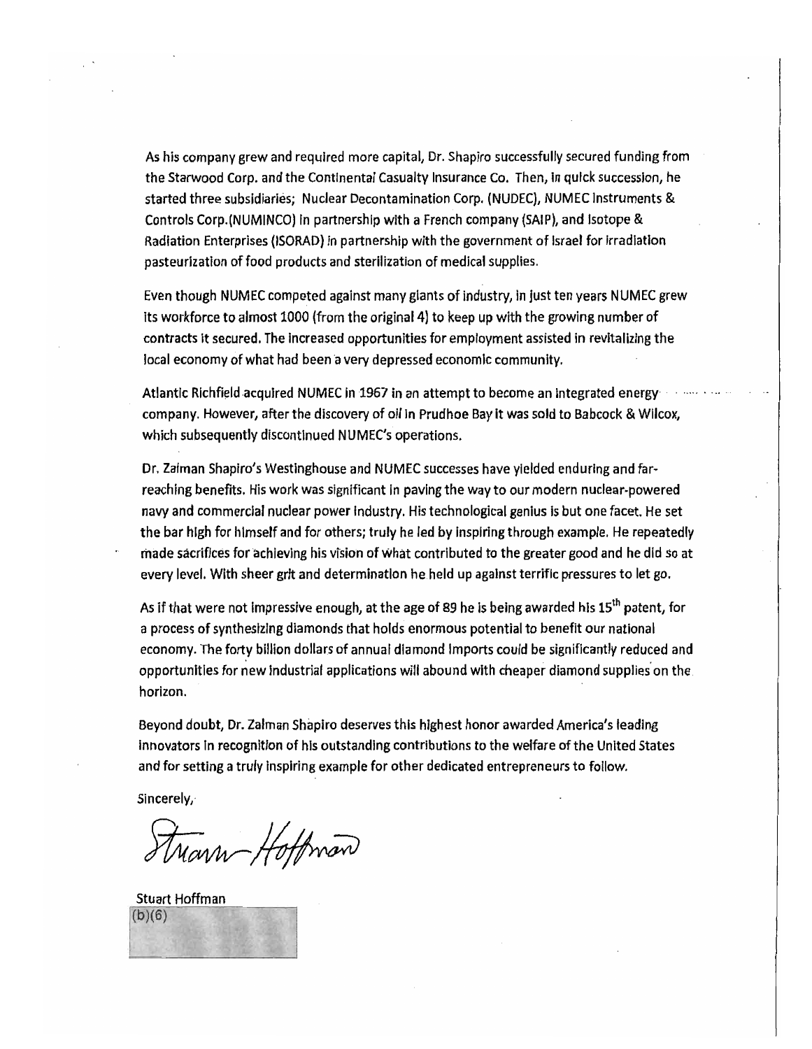As his company grew and required more capital, Dr. Shapiro successfully secured funding from the Starwood Corp. and the Continental Casualty Insurance Co. Then, in quick succession, he started three subsidiaries; Nuclear Decontamination Corp. (NUDEC), NUMEC Instruments & Controls Corp.(NUMINCO) in partnership with a French company (SAIP), and Isotope & Radiation Enterprises (ISORAD) in partnership with the government of Israel for irradiation pasteurization of food products and sterilization of medical supplies.

Even though NUMEC competed against many giants of industry, in just ten years NUMEC grew its workforce to almost 1000 (from the original 4) to keep up with the growing number of contracts it secured. The increased opportunities for employment assisted in revitalizing the local economy of what had been a very depressed economic community.

Atlantic Richfield acquired NUMEC in 1967 in an attempt to become an integrated energy company. However, after the discovery of oil in Prudhoe Bay it was sold to Babcock & Wilcox, which subsequently discontinued NUMEC's operations.

Dr. Zalman Shapiro's Westinghouse and NUMEC successes have yielded enduring and far-reaching benefits. His work was significant in paving the way to our modern nuclear-powered navy and commercial nuclear power industry. His technological genius is but one facet. He set the bar high for himself and for others; truly he led by inspiring through example. He repeatedly made sacrifices for achieving his vision of what contributed to the greater good and he did so at every level. With sheer grit and determination he held up against terrific pressures to let go.

As if that were not impressive enough, at the age of 89 he is being awarded his 15th patent, for a process of synthesizing diamonds that holds enormous potential to benefit our national economy. The forty billion dollars of annual diamond imports could be significantly reduced and opportunities for new industrial applications will abound with cheaper diamond supplies on the horizon.

Beyond doubt, Dr. Zalman Shapiro deserves this highest honor awarded America's leading innovators in recognition of his outstanding contributions to the welfare of the United States and for setting a truly inspiring example for other dedicated entrepreneurs to follow.

Sincerely,

Stuart Hoffman

Stuart Hoffman
(b)(6)